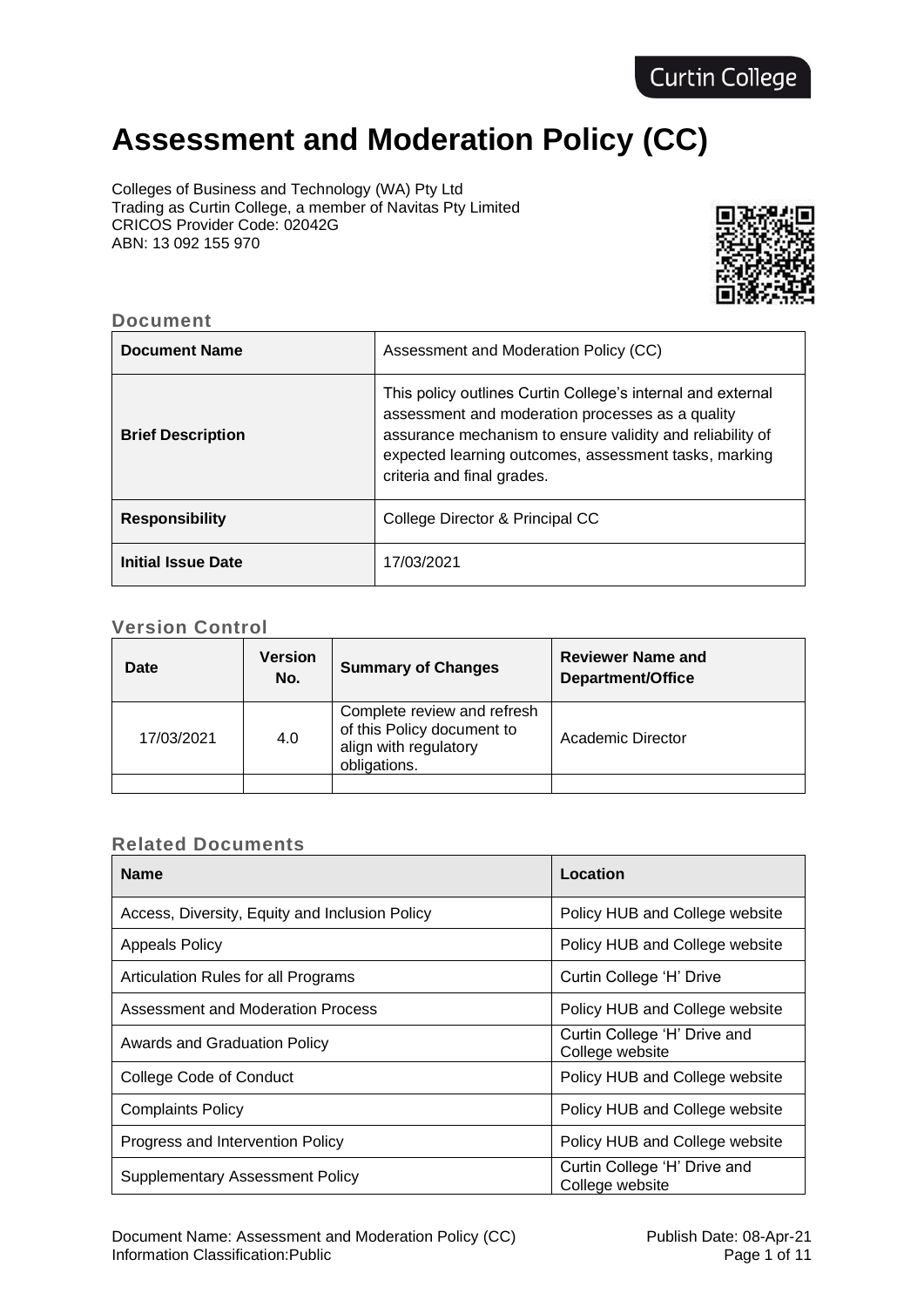Curtin College

# Assessment and Moderation Policy (CC)

Colleges of Business and Technology (WA) Pty Ltd
Trading as Curtin College, a member of Navitas Pty Limited
CRICOS Provider Code: 02042G
ABN: 13 092 155 970

## Document

| **Document Name** | Assessment and Moderation Policy (CC) |
|---|---|
| **Brief Description** | This policy outlines Curtin College's internal and external assessment and moderation processes as a quality assurance mechanism to ensure validity and reliability of expected learning outcomes, assessment tasks, marking criteria and final grades. |
| **Responsibility** | College Director & Principal CC |
| **Initial Issue Date** | 17/03/2021 |

## Version Control

| Date | Version No. | Summary of Changes | Reviewer Name and Department/Office |
|---|---|---|---|
| 17/03/2021 | 4.0 | Complete review and refresh of this Policy document to align with regulatory obligations. | Academic Director |
| | | | |

## Related Documents

| Name | Location |
|---|---|
| Access, Diversity, Equity and Inclusion Policy | Policy HUB and College website |
| Appeals Policy | Policy HUB and College website |
| Articulation Rules for all Programs | Curtin College 'H' Drive |
| Assessment and Moderation Process | Policy HUB and College website |
| Awards and Graduation Policy | Curtin College 'H' Drive and College website |
| College Code of Conduct | Policy HUB and College website |
| Complaints Policy | Policy HUB and College website |
| Progress and Intervention Policy | Policy HUB and College website |
| Supplementary Assessment Policy | Curtin College 'H' Drive and College website |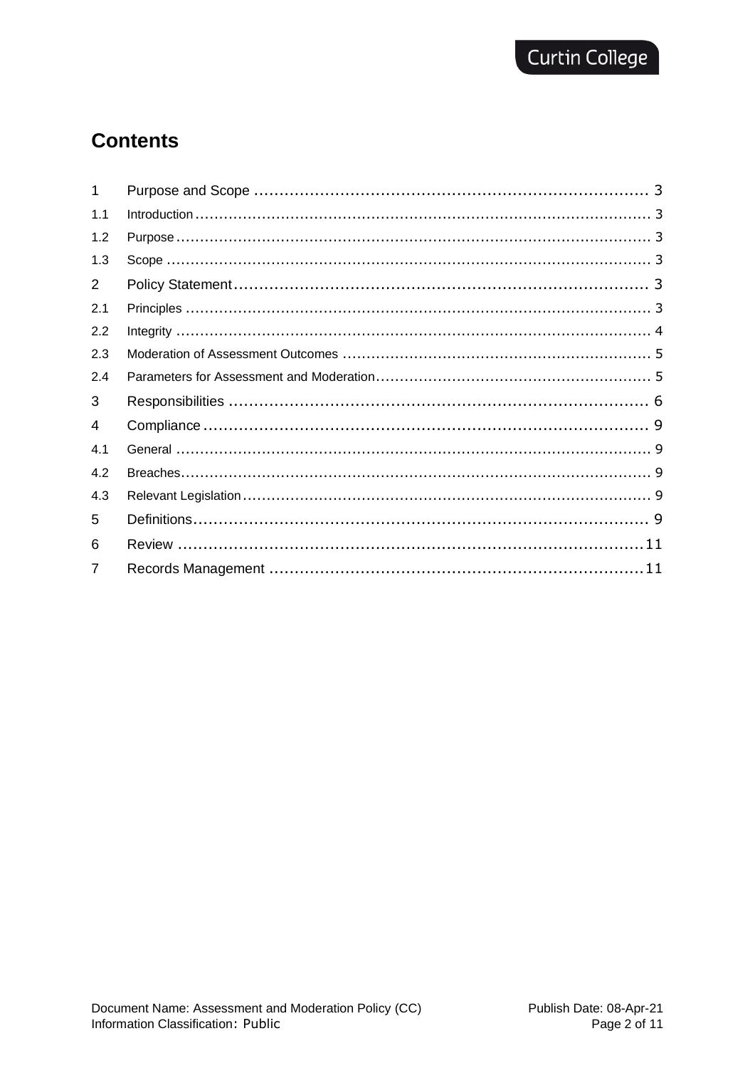# Contents

| | | |
|---|---|---|
| 1 | Purpose and Scope | 3 |
| 1.1 | Introduction | 3 |
| 1.2 | Purpose | 3 |
| 1.3 | Scope | 3 |
| 2 | Policy Statement | 3 |
| 2.1 | Principles | 3 |
| 2.2 | Integrity | 4 |
| 2.3 | Moderation of Assessment Outcomes | 5 |
| 2.4 | Parameters for Assessment and Moderation | 5 |
| 3 | Responsibilities | 6 |
| 4 | Compliance | 9 |
| 4.1 | General | 9 |
| 4.2 | Breaches | 9 |
| 4.3 | Relevant Legislation | 9 |
| 5 | Definitions | 9 |
| 6 | Review | 11 |
| 7 | Records Management | 11 |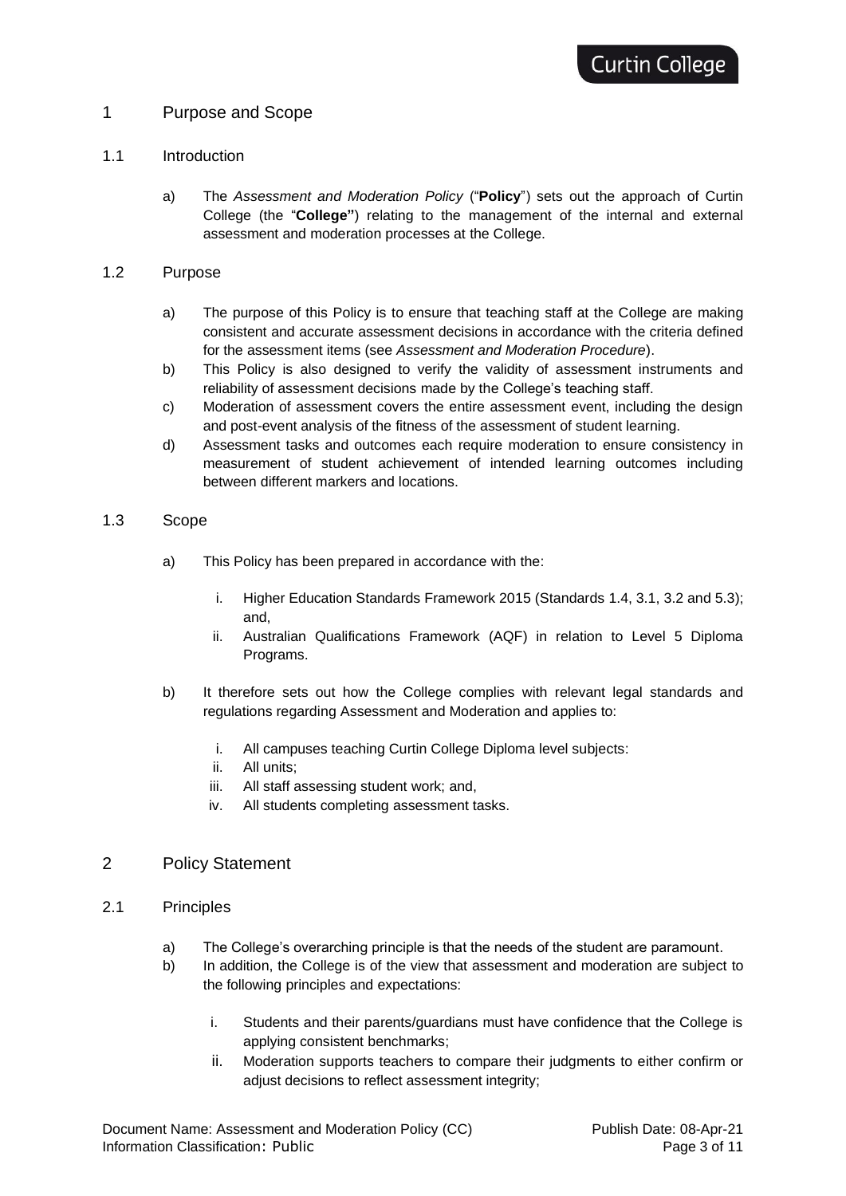# 1 Purpose and Scope

## 1.1 Introduction

a) The *Assessment and Moderation Policy* ("**Policy**") sets out the approach of Curtin College (the "**College"**) relating to the management of the internal and external assessment and moderation processes at the College.

## 1.2 Purpose

a) The purpose of this Policy is to ensure that teaching staff at the College are making consistent and accurate assessment decisions in accordance with the criteria defined for the assessment items (see *Assessment and Moderation Procedure*).

b) This Policy is also designed to verify the validity of assessment instruments and reliability of assessment decisions made by the College's teaching staff.

c) Moderation of assessment covers the entire assessment event, including the design and post-event analysis of the fitness of the assessment of student learning.

d) Assessment tasks and outcomes each require moderation to ensure consistency in measurement of student achievement of intended learning outcomes including between different markers and locations.

## 1.3 Scope

a) This Policy has been prepared in accordance with the:

   i. Higher Education Standards Framework 2015 (Standards 1.4, 3.1, 3.2 and 5.3); and,

   ii. Australian Qualifications Framework (AQF) in relation to Level 5 Diploma Programs.

b) It therefore sets out how the College complies with relevant legal standards and regulations regarding Assessment and Moderation and applies to:

   i. All campuses teaching Curtin College Diploma level subjects:

   ii. All units;

   iii. All staff assessing student work; and,

   iv. All students completing assessment tasks.

# 2 Policy Statement

## 2.1 Principles

a) The College's overarching principle is that the needs of the student are paramount.

b) In addition, the College is of the view that assessment and moderation are subject to the following principles and expectations:

   i. Students and their parents/guardians must have confidence that the College is applying consistent benchmarks;

   ii. Moderation supports teachers to compare their judgments to either confirm or adjust decisions to reflect assessment integrity;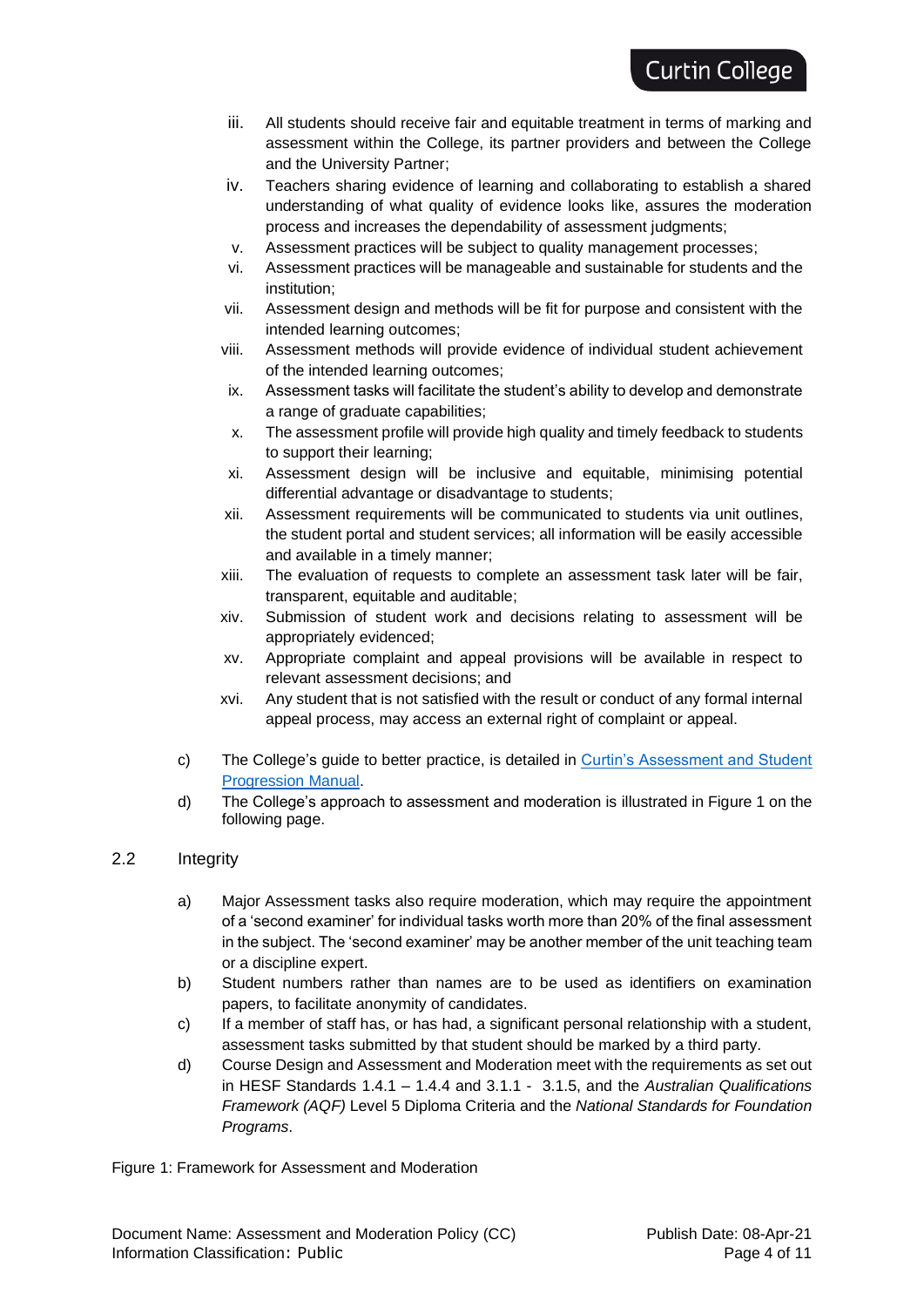iii. All students should receive fair and equitable treatment in terms of marking and assessment within the College, its partner providers and between the College and the University Partner;

iv. Teachers sharing evidence of learning and collaborating to establish a shared understanding of what quality of evidence looks like, assures the moderation process and increases the dependability of assessment judgments;

v. Assessment practices will be subject to quality management processes;

vi. Assessment practices will be manageable and sustainable for students and the institution;

vii. Assessment design and methods will be fit for purpose and consistent with the intended learning outcomes;

viii. Assessment methods will provide evidence of individual student achievement of the intended learning outcomes;

ix. Assessment tasks will facilitate the student's ability to develop and demonstrate a range of graduate capabilities;

x. The assessment profile will provide high quality and timely feedback to students to support their learning;

xi. Assessment design will be inclusive and equitable, minimising potential differential advantage or disadvantage to students;

xii. Assessment requirements will be communicated to students via unit outlines, the student portal and student services; all information will be easily accessible and available in a timely manner;

xiii. The evaluation of requests to complete an assessment task later will be fair, transparent, equitable and auditable;

xiv. Submission of student work and decisions relating to assessment will be appropriately evidenced;

xv. Appropriate complaint and appeal provisions will be available in respect to relevant assessment decisions; and

xvi. Any student that is not satisfied with the result or conduct of any formal internal appeal process, may access an external right of complaint or appeal.

c) The College's guide to better practice, is detailed in Curtin's Assessment and Student Progression Manual.

d) The College's approach to assessment and moderation is illustrated in Figure 1 on the following page.

## 2.2 Integrity

a) Major Assessment tasks also require moderation, which may require the appointment of a 'second examiner' for individual tasks worth more than 20% of the final assessment in the subject. The 'second examiner' may be another member of the unit teaching team or a discipline expert.

b) Student numbers rather than names are to be used as identifiers on examination papers, to facilitate anonymity of candidates.

c) If a member of staff has, or has had, a significant personal relationship with a student, assessment tasks submitted by that student should be marked by a third party.

d) Course Design and Assessment and Moderation meet with the requirements as set out in HESF Standards 1.4.1 – 1.4.4 and 3.1.1 - 3.1.5, and the *Australian Qualifications Framework (AQF)* Level 5 Diploma Criteria and the *National Standards for Foundation Programs*.

Figure 1: Framework for Assessment and Moderation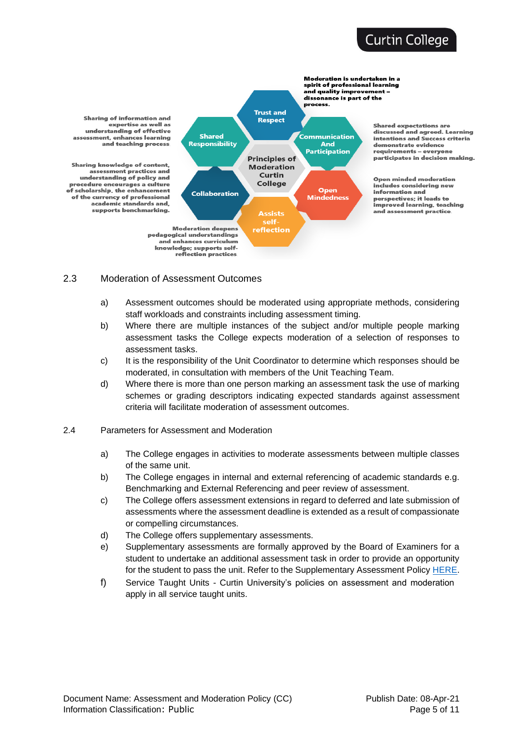Principles of Moderation Curtin College

**Trust and Respect** — Moderation is undertaken in a spirit of professional learning and quality improvement – dissonance is part of the process.

**Communication And Participation** — Shared expectations are discussed and agreed. Learning intentions and Success criteria demonstrate evidence requirements – everyone participates in decision making.

**Open Mindedness** — Open minded moderation includes considering new information and perspectives; it leads to improved learning, teaching and assessment practice.

**Assists self-reflection** — Moderation deepens pedagogical understandings and enhances curriculum knowledge; supports self-reflection practices

**Collaboration** — Sharing knowledge of content, assessment practices and understanding of policy and procedure encourages a culture of scholarship, the enhancement of the currency of professional academic standards and, supports benchmarking.

**Shared Responsibility** — Sharing of information and expertise as well as understanding of effective assessment, enhances learning and teaching process.

## 2.3 Moderation of Assessment Outcomes

a) Assessment outcomes should be moderated using appropriate methods, considering staff workloads and constraints including assessment timing.

b) Where there are multiple instances of the subject and/or multiple people marking assessment tasks the College expects moderation of a selection of responses to assessment tasks.

c) It is the responsibility of the Unit Coordinator to determine which responses should be moderated, in consultation with members of the Unit Teaching Team.

d) Where there is more than one person marking an assessment task the use of marking schemes or grading descriptors indicating expected standards against assessment criteria will facilitate moderation of assessment outcomes.

## 2.4 Parameters for Assessment and Moderation

a) The College engages in activities to moderate assessments between multiple classes of the same unit.

b) The College engages in internal and external referencing of academic standards e.g. Benchmarking and External Referencing and peer review of assessment.

c) The College offers assessment extensions in regard to deferred and late submission of assessments where the assessment deadline is extended as a result of compassionate or compelling circumstances.

d) The College offers supplementary assessments.

e) Supplementary assessments are formally approved by the Board of Examiners for a student to undertake an additional assessment task in order to provide an opportunity for the student to pass the unit. Refer to the Supplementary Assessment Policy HERE.

f) Service Taught Units - Curtin University's policies on assessment and moderation apply in all service taught units.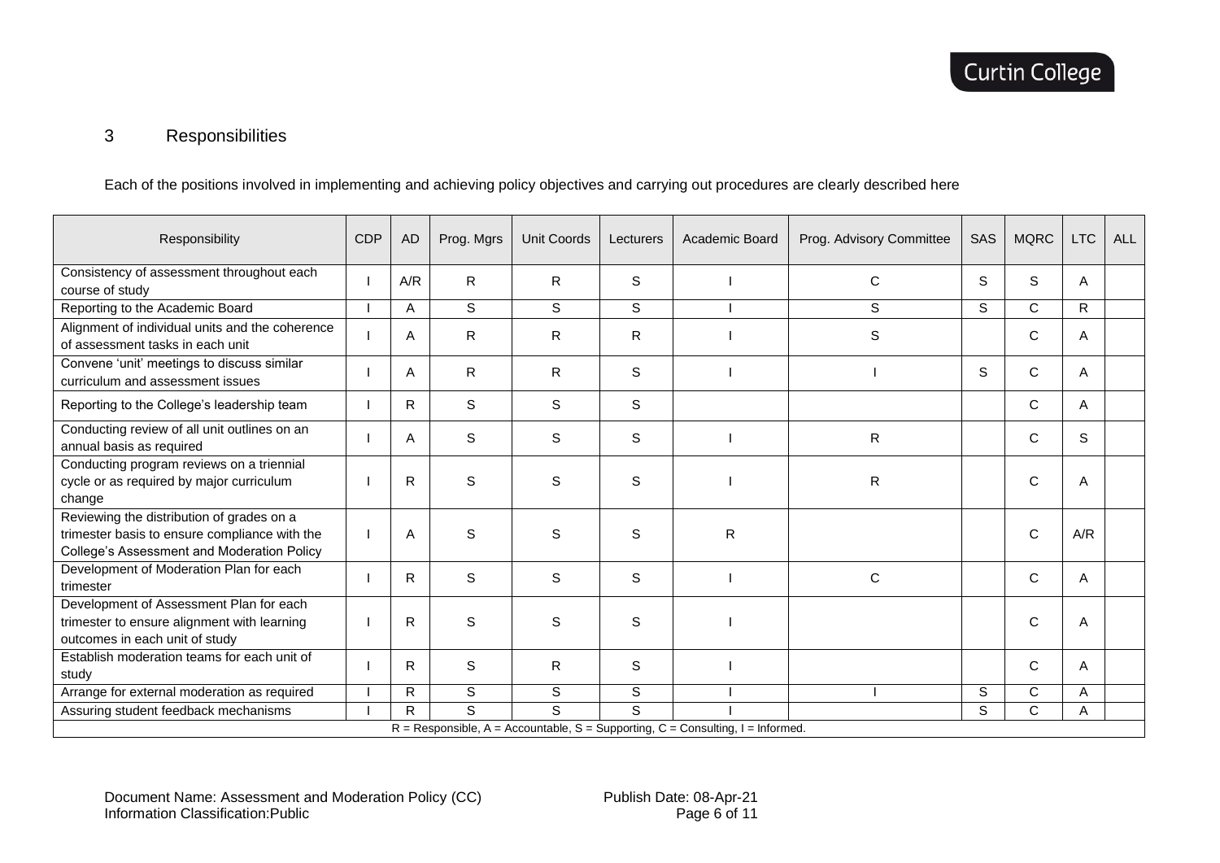## 3 Responsibilities

Each of the positions involved in implementing and achieving policy objectives and carrying out procedures are clearly described here

| Responsibility | CDP | AD | Prog. Mgrs | Unit Coords | Lecturers | Academic Board | Prog. Advisory Committee | SAS | MQRC | LTC | ALL |
|---|---|---|---|---|---|---|---|---|---|---|---|
| Consistency of assessment throughout each course of study | I | A/R | R | R | S | I | C | S | S | A | |
| Reporting to the Academic Board | I | A | S | S | S | I | S | S | C | R | |
| Alignment of individual units and the coherence of assessment tasks in each unit | I | A | R | R | R | I | S | | C | A | |
| Convene 'unit' meetings to discuss similar curriculum and assessment issues | I | A | R | R | S | I | I | S | C | A | |
| Reporting to the College's leadership team | I | R | S | S | S | | | | C | A | |
| Conducting review of all unit outlines on an annual basis as required | I | A | S | S | S | I | R | | C | S | |
| Conducting program reviews on a triennial cycle or as required by major curriculum change | I | R | S | S | S | I | R | | C | A | |
| Reviewing the distribution of grades on a trimester basis to ensure compliance with the College's Assessment and Moderation Policy | I | A | S | S | S | R | | | C | A/R | |
| Development of Moderation Plan for each trimester | I | R | S | S | S | I | C | | C | A | |
| Development of Assessment Plan for each trimester to ensure alignment with learning outcomes in each unit of study | I | R | S | S | S | I | | | C | A | |
| Establish moderation teams for each unit of study | I | R | S | R | S | I | | | C | A | |
| Arrange for external moderation as required | I | R | S | S | S | I | I | S | C | A | |
| Assuring student feedback mechanisms | I | R | S | S | S | I | | S | C | A | |

R = Responsible, A = Accountable, S = Supporting, C = Consulting, I = Informed.

Document Name: Assessment and Moderation Policy (CC)
Information Classification:Public
Publish Date: 08-Apr-21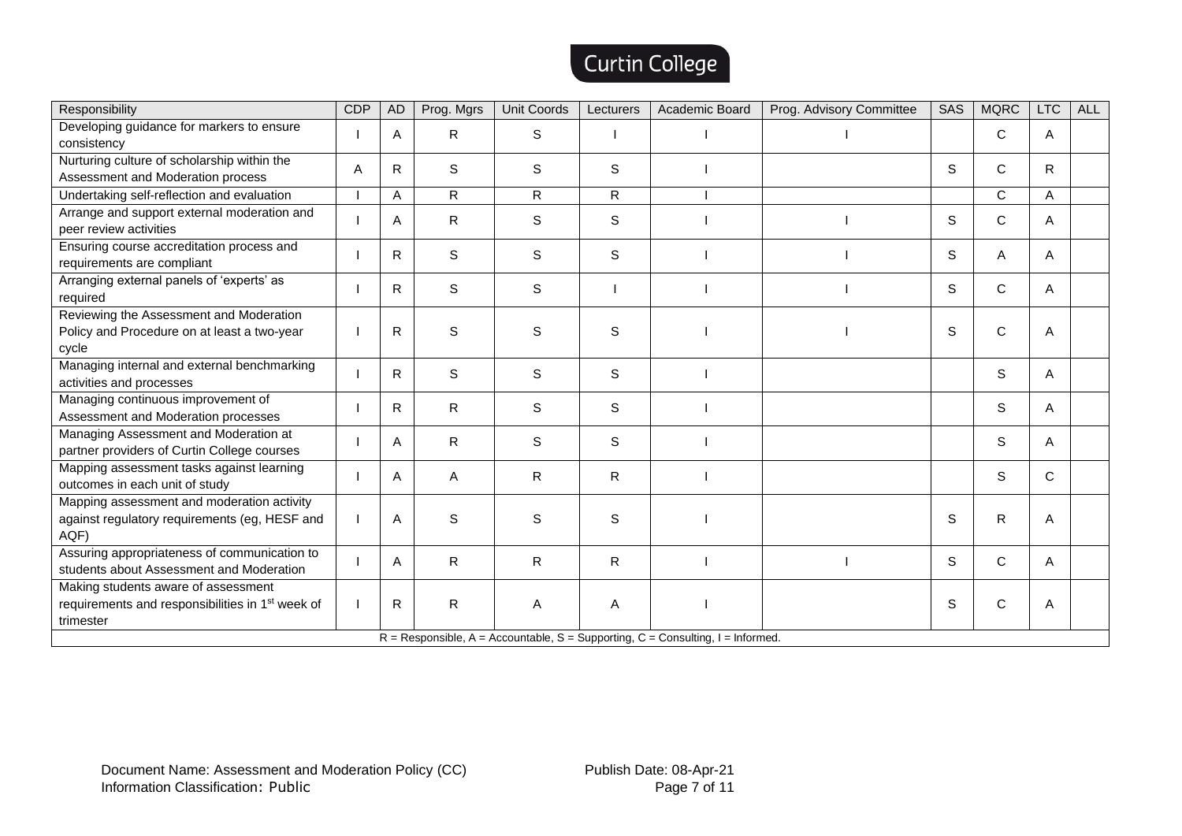| Responsibility | CDP | AD | Prog. Mgrs | Unit Coords | Lecturers | Academic Board | Prog. Advisory Committee | SAS | MQRC | LTC | ALL |
|---|---|---|---|---|---|---|---|---|---|---|---|
| Developing guidance for markers to ensure consistency | I | A | R | S | I | I | I | | C | A | |
| Nurturing culture of scholarship within the Assessment and Moderation process | A | R | S | S | S | I | | S | C | R | |
| Undertaking self-reflection and evaluation | I | A | R | R | R | I | | | C | A | |
| Arrange and support external moderation and peer review activities | I | A | R | S | S | I | I | S | C | A | |
| Ensuring course accreditation process and requirements are compliant | I | R | S | S | S | I | I | S | A | A | |
| Arranging external panels of 'experts' as required | I | R | S | S | I | I | I | S | C | A | |
| Reviewing the Assessment and Moderation Policy and Procedure on at least a two-year cycle | I | R | S | S | S | I | I | S | C | A | |
| Managing internal and external benchmarking activities and processes | I | R | S | S | S | I | | | S | A | |
| Managing continuous improvement of Assessment and Moderation processes | I | R | R | S | S | I | | | S | A | |
| Managing Assessment and Moderation at partner providers of Curtin College courses | I | A | R | S | S | I | | | S | A | |
| Mapping assessment tasks against learning outcomes in each unit of study | I | A | A | R | R | I | | | S | C | |
| Mapping assessment and moderation activity against regulatory requirements (eg, HESF and AQF) | I | A | S | S | S | I | | S | R | A | |
| Assuring appropriateness of communication to students about Assessment and Moderation | I | A | R | R | R | I | I | S | C | A | |
| Making students aware of assessment requirements and responsibilities in 1st week of trimester | I | R | R | A | A | I | | S | C | A | |

R = Responsible, A = Accountable, S = Supporting, C = Consulting, I = Informed.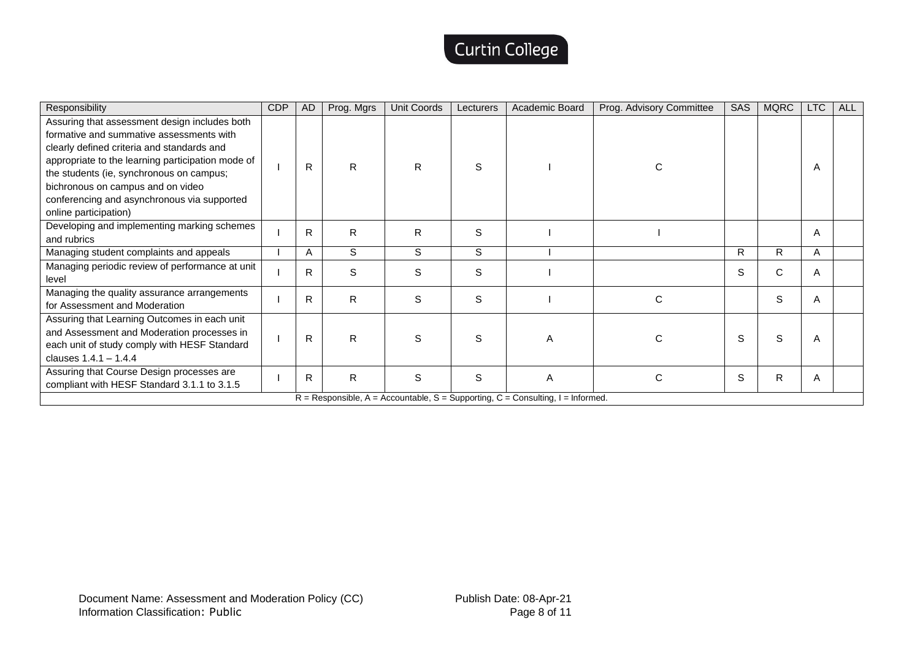| Responsibility | CDP | AD | Prog. Mgrs | Unit Coords | Lecturers | Academic Board | Prog. Advisory Committee | SAS | MQRC | LTC | ALL |
|---|---|---|---|---|---|---|---|---|---|---|---|
| Assuring that assessment design includes both formative and summative assessments with clearly defined criteria and standards and appropriate to the learning participation mode of the students (ie, synchronous on campus; bichronous on campus and on video conferencing and asynchronous via supported online participation) | I | R | R | R | S | I | C | | | A | |
| Developing and implementing marking schemes and rubrics | I | R | R | R | S | I | I | | | A | |
| Managing student complaints and appeals | I | A | S | S | S | I | | R | R | A | |
| Managing periodic review of performance at unit level | I | R | S | S | S | I | | S | C | A | |
| Managing the quality assurance arrangements for Assessment and Moderation | I | R | R | S | S | I | C | | S | A | |
| Assuring that Learning Outcomes in each unit and Assessment and Moderation processes in each unit of study comply with HESF Standard clauses 1.4.1 – 1.4.4 | I | R | R | S | S | A | C | S | S | A | |
| Assuring that Course Design processes are compliant with HESF Standard 3.1.1 to 3.1.5 | I | R | R | S | S | A | C | S | R | A | |

R = Responsible, A = Accountable, S = Supporting, C = Consulting, I = Informed.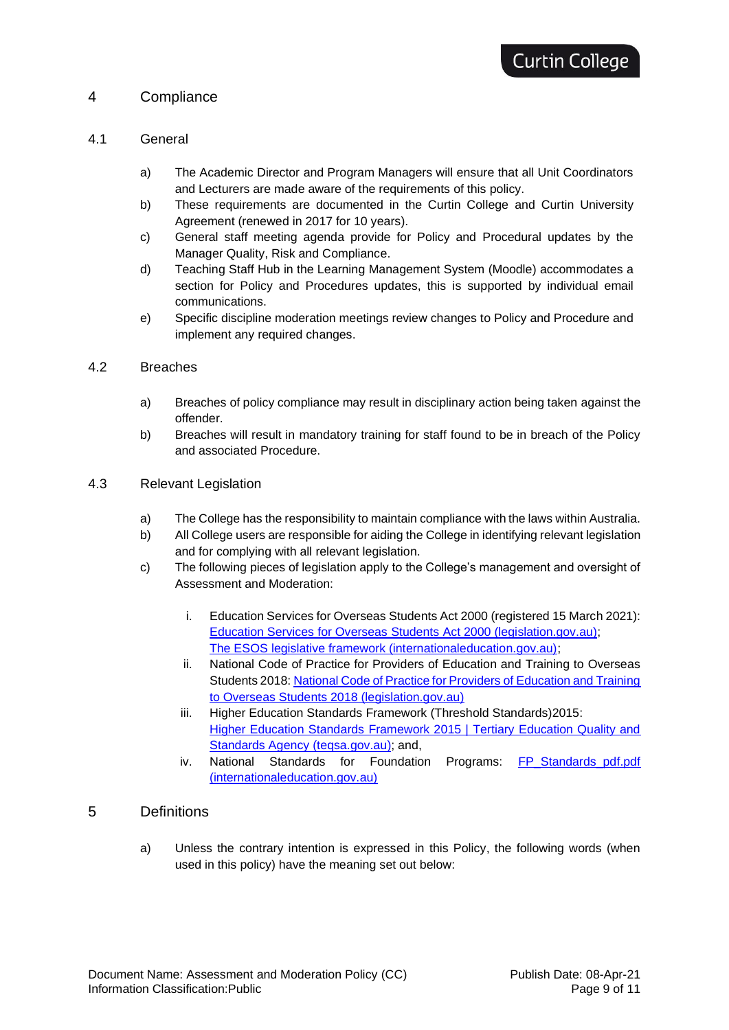## 4 Compliance

### 4.1 General

a) The Academic Director and Program Managers will ensure that all Unit Coordinators and Lecturers are made aware of the requirements of this policy.

b) These requirements are documented in the Curtin College and Curtin University Agreement (renewed in 2017 for 10 years).

c) General staff meeting agenda provide for Policy and Procedural updates by the Manager Quality, Risk and Compliance.

d) Teaching Staff Hub in the Learning Management System (Moodle) accommodates a section for Policy and Procedures updates, this is supported by individual email communications.

e) Specific discipline moderation meetings review changes to Policy and Procedure and implement any required changes.

### 4.2 Breaches

a) Breaches of policy compliance may result in disciplinary action being taken against the offender.

b) Breaches will result in mandatory training for staff found to be in breach of the Policy and associated Procedure.

### 4.3 Relevant Legislation

a) The College has the responsibility to maintain compliance with the laws within Australia.

b) All College users are responsible for aiding the College in identifying relevant legislation and for complying with all relevant legislation.

c) The following pieces of legislation apply to the College's management and oversight of Assessment and Moderation:

   i. Education Services for Overseas Students Act 2000 (registered 15 March 2021): Education Services for Overseas Students Act 2000 (legislation.gov.au); The ESOS legislative framework (internationaleducation.gov.au);

   ii. National Code of Practice for Providers of Education and Training to Overseas Students 2018: National Code of Practice for Providers of Education and Training to Overseas Students 2018 (legislation.gov.au)

   iii. Higher Education Standards Framework (Threshold Standards)2015: Higher Education Standards Framework 2015 | Tertiary Education Quality and Standards Agency (teqsa.gov.au); and,

   iv. National Standards for Foundation Programs: FP_Standards_pdf.pdf (internationaleducation.gov.au)

## 5 Definitions

a) Unless the contrary intention is expressed in this Policy, the following words (when used in this policy) have the meaning set out below:

Document Name: Assessment and Moderation Policy (CC)
Information Classification:Public

Publish Date: 08-Apr-21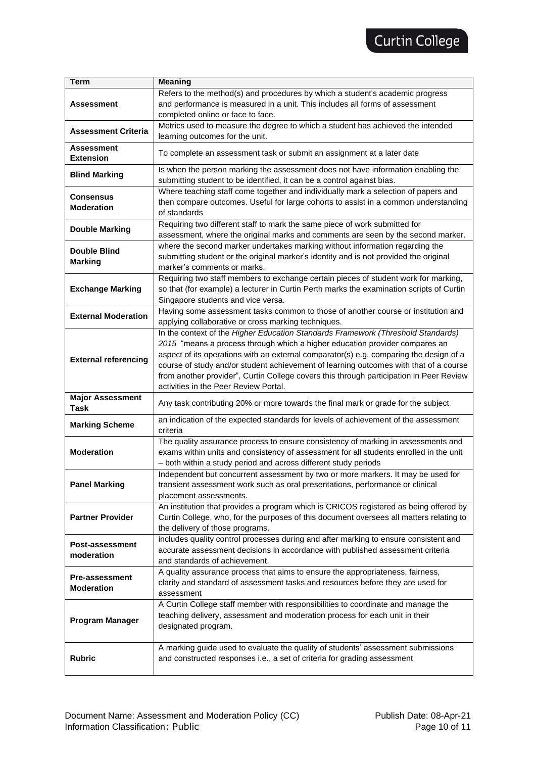| Term | Meaning |
|---|---|
| **Assessment** | Refers to the method(s) and procedures by which a student's academic progress and performance is measured in a unit. This includes all forms of assessment completed online or face to face. |
| **Assessment Criteria** | Metrics used to measure the degree to which a student has achieved the intended learning outcomes for the unit. |
| **Assessment Extension** | To complete an assessment task or submit an assignment at a later date |
| **Blind Marking** | Is when the person marking the assessment does not have information enabling the submitting student to be identified, it can be a control against bias. |
| **Consensus Moderation** | Where teaching staff come together and individually mark a selection of papers and then compare outcomes. Useful for large cohorts to assist in a common understanding of standards |
| **Double Marking** | Requiring two different staff to mark the same piece of work submitted for assessment, where the original marks and comments are seen by the second marker. |
| **Double Blind Marking** | where the second marker undertakes marking without information regarding the submitting student or the original marker's identity and is not provided the original marker's comments or marks. |
| **Exchange Marking** | Requiring two staff members to exchange certain pieces of student work for marking, so that (for example) a lecturer in Curtin Perth marks the examination scripts of Curtin Singapore students and vice versa. |
| **External Moderation** | Having some assessment tasks common to those of another course or institution and applying collaborative or cross marking techniques. |
| **External referencing** | In the context of the *Higher Education Standards Framework (Threshold Standards) 2015* "means a process through which a higher education provider compares an aspect of its operations with an external comparator(s) e.g. comparing the design of a course of study and/or student achievement of learning outcomes with that of a course from another provider", Curtin College covers this through participation in Peer Review activities in the Peer Review Portal. |
| **Major Assessment Task** | Any task contributing 20% or more towards the final mark or grade for the subject |
| **Marking Scheme** | an indication of the expected standards for levels of achievement of the assessment criteria |
| **Moderation** | The quality assurance process to ensure consistency of marking in assessments and exams within units and consistency of assessment for all students enrolled in the unit – both within a study period and across different study periods |
| **Panel Marking** | Independent but concurrent assessment by two or more markers. It may be used for transient assessment work such as oral presentations, performance or clinical placement assessments. |
| **Partner Provider** | An institution that provides a program which is CRICOS registered as being offered by Curtin College, who, for the purposes of this document oversees all matters relating to the delivery of those programs. |
| **Post-assessment moderation** | includes quality control processes during and after marking to ensure consistent and accurate assessment decisions in accordance with published assessment criteria and standards of achievement. |
| **Pre-assessment Moderation** | A quality assurance process that aims to ensure the appropriateness, fairness, clarity and standard of assessment tasks and resources before they are used for assessment |
| **Program Manager** | A Curtin College staff member with responsibilities to coordinate and manage the teaching delivery, assessment and moderation process for each unit in their designated program. |
| **Rubric** | A marking guide used to evaluate the quality of students' assessment submissions and constructed responses i.e., a set of criteria for grading assessment |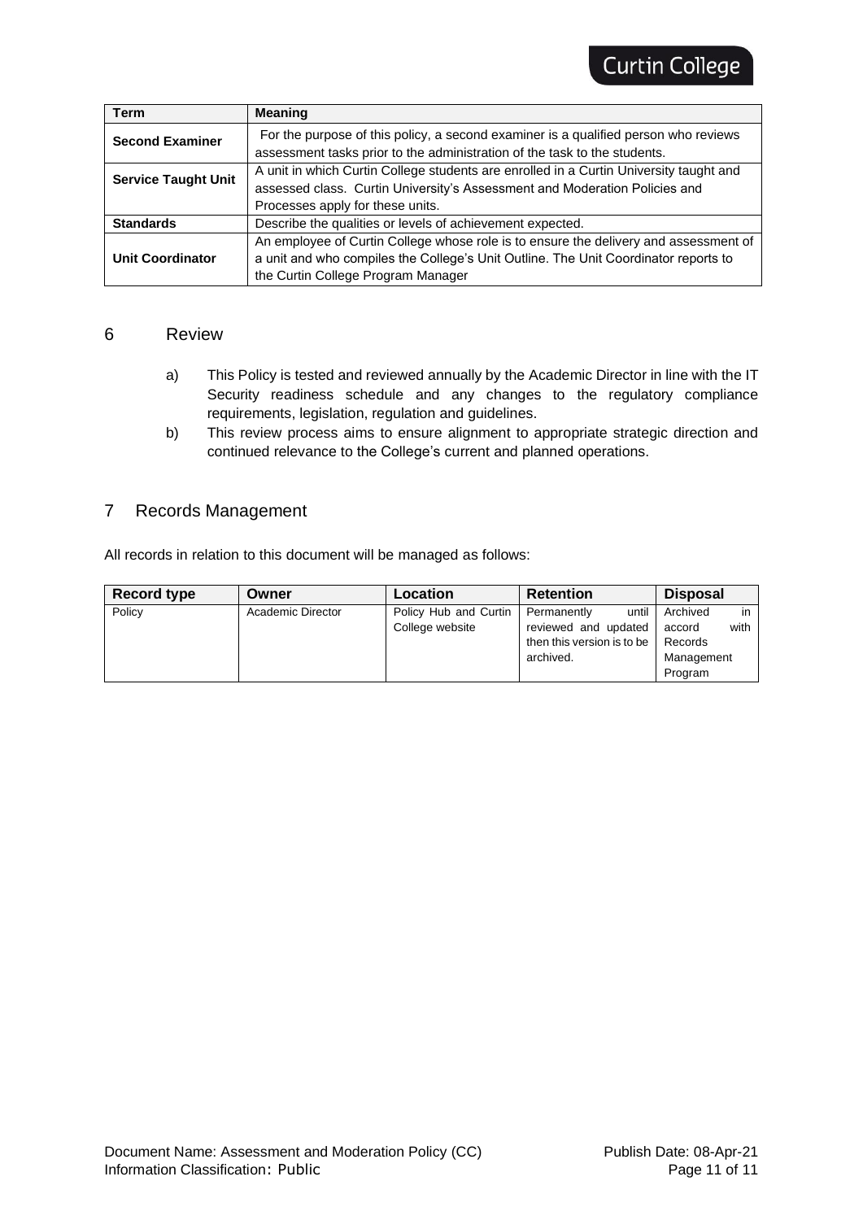| Term | Meaning |
|---|---|
| **Second Examiner** | For the purpose of this policy, a second examiner is a qualified person who reviews assessment tasks prior to the administration of the task to the students. |
| **Service Taught Unit** | A unit in which Curtin College students are enrolled in a Curtin University taught and assessed class. Curtin University's Assessment and Moderation Policies and Processes apply for these units. |
| **Standards** | Describe the qualities or levels of achievement expected. |
| **Unit Coordinator** | An employee of Curtin College whose role is to ensure the delivery and assessment of a unit and who compiles the College's Unit Outline. The Unit Coordinator reports to the Curtin College Program Manager |

## 6 Review

a) This Policy is tested and reviewed annually by the Academic Director in line with the IT Security readiness schedule and any changes to the regulatory compliance requirements, legislation, regulation and guidelines.

b) This review process aims to ensure alignment to appropriate strategic direction and continued relevance to the College's current and planned operations.

## 7 Records Management

All records in relation to this document will be managed as follows:

| Record type | Owner | Location | Retention | Disposal |
|---|---|---|---|---|
| Policy | Academic Director | Policy Hub and Curtin College website | Permanently until reviewed and updated then this version is to be archived. | Archived in accord with Records Management Program |